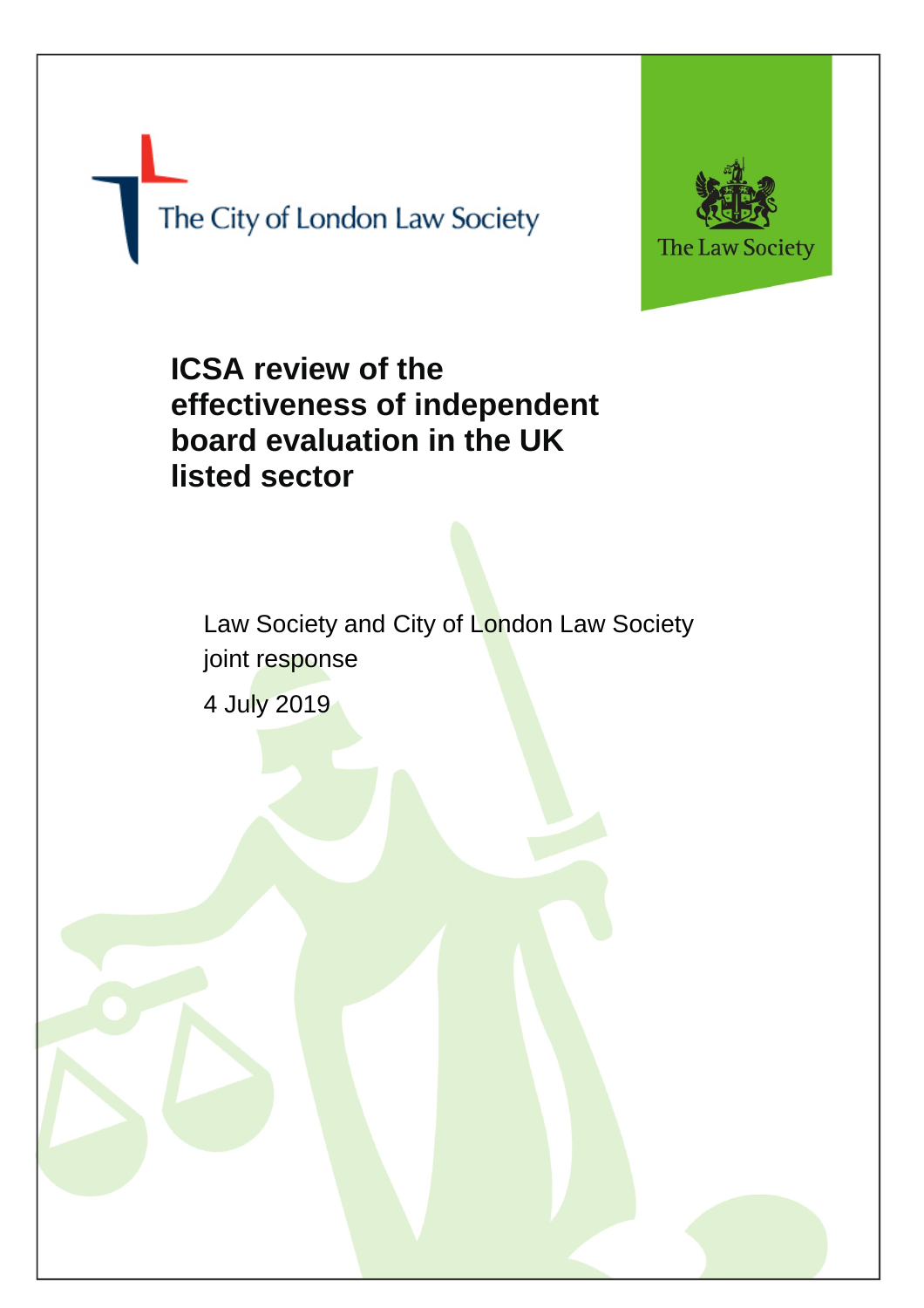The City of London Law Society

The Law Society

# ICSA review of the effectiveness of independent board evaluation in the UK listed sector

Law Society and City of London Law Society joint response

4 July 2019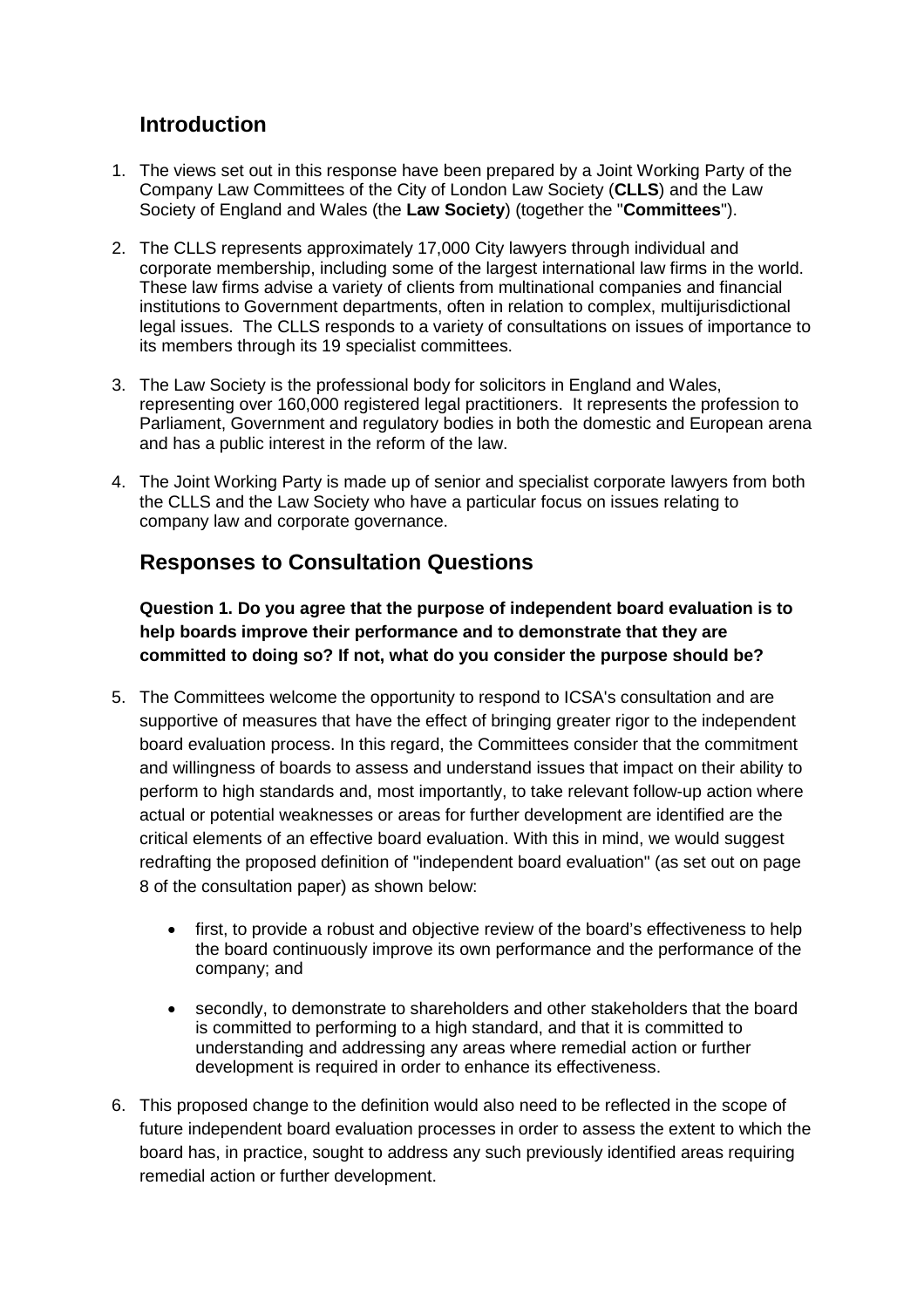## Introduction

1. The views set out in this response have been prepared by a Joint Working Party of the Company Law Committees of the City of London Law Society (**CLLS**) and the Law Society of England and Wales (the **Law Society**) (together the "**Committees**").

2. The CLLS represents approximately 17,000 City lawyers through individual and corporate membership, including some of the largest international law firms in the world. These law firms advise a variety of clients from multinational companies and financial institutions to Government departments, often in relation to complex, multijurisdictional legal issues. The CLLS responds to a variety of consultations on issues of importance to its members through its 19 specialist committees.

3. The Law Society is the professional body for solicitors in England and Wales, representing over 160,000 registered legal practitioners. It represents the profession to Parliament, Government and regulatory bodies in both the domestic and European arena and has a public interest in the reform of the law.

4. The Joint Working Party is made up of senior and specialist corporate lawyers from both the CLLS and the Law Society who have a particular focus on issues relating to company law and corporate governance.

## Responses to Consultation Questions

**Question 1. Do you agree that the purpose of independent board evaluation is to help boards improve their performance and to demonstrate that they are committed to doing so? If not, what do you consider the purpose should be?**

5. The Committees welcome the opportunity to respond to ICSA's consultation and are supportive of measures that have the effect of bringing greater rigor to the independent board evaluation process. In this regard, the Committees consider that the commitment and willingness of boards to assess and understand issues that impact on their ability to perform to high standards and, most importantly, to take relevant follow-up action where actual or potential weaknesses or areas for further development are identified are the critical elements of an effective board evaluation. With this in mind, we would suggest redrafting the proposed definition of "independent board evaluation" (as set out on page 8 of the consultation paper) as shown below:

    - first, to provide a robust and objective review of the board's effectiveness to help the board continuously improve its own performance and the performance of the company; and
    - secondly, to demonstrate to shareholders and other stakeholders that the board is committed to performing to a high standard, and that it is committed to understanding and addressing any areas where remedial action or further development is required in order to enhance its effectiveness.

6. This proposed change to the definition would also need to be reflected in the scope of future independent board evaluation processes in order to assess the extent to which the board has, in practice, sought to address any such previously identified areas requiring remedial action or further development.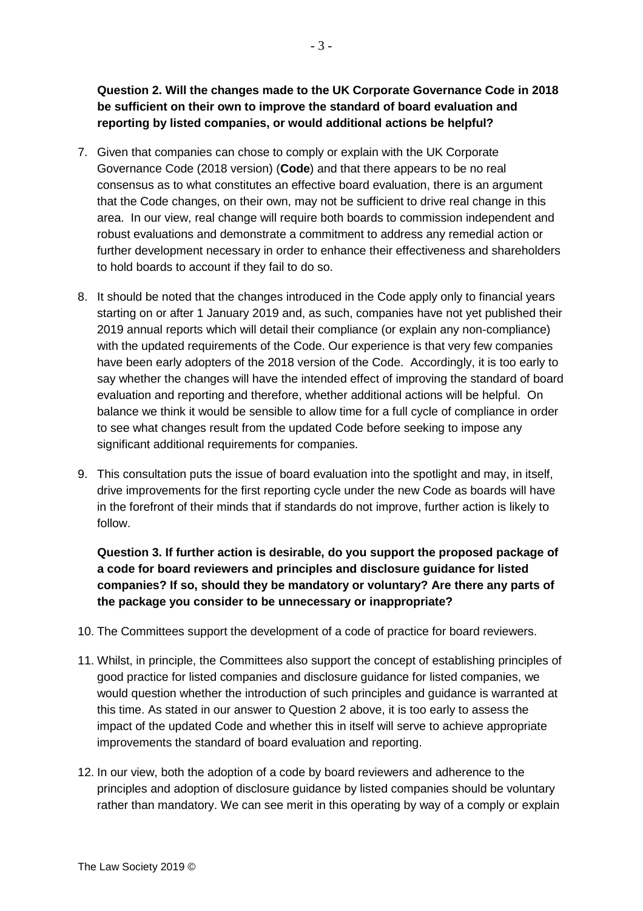**Question 2. Will the changes made to the UK Corporate Governance Code in 2018 be sufficient on their own to improve the standard of board evaluation and reporting by listed companies, or would additional actions be helpful?**

7. Given that companies can chose to comply or explain with the UK Corporate Governance Code (2018 version) (**Code**) and that there appears to be no real consensus as to what constitutes an effective board evaluation, there is an argument that the Code changes, on their own, may not be sufficient to drive real change in this area. In our view, real change will require both boards to commission independent and robust evaluations and demonstrate a commitment to address any remedial action or further development necessary in order to enhance their effectiveness and shareholders to hold boards to account if they fail to do so.

8. It should be noted that the changes introduced in the Code apply only to financial years starting on or after 1 January 2019 and, as such, companies have not yet published their 2019 annual reports which will detail their compliance (or explain any non-compliance) with the updated requirements of the Code. Our experience is that very few companies have been early adopters of the 2018 version of the Code. Accordingly, it is too early to say whether the changes will have the intended effect of improving the standard of board evaluation and reporting and therefore, whether additional actions will be helpful. On balance we think it would be sensible to allow time for a full cycle of compliance in order to see what changes result from the updated Code before seeking to impose any significant additional requirements for companies.

9. This consultation puts the issue of board evaluation into the spotlight and may, in itself, drive improvements for the first reporting cycle under the new Code as boards will have in the forefront of their minds that if standards do not improve, further action is likely to follow.

**Question 3. If further action is desirable, do you support the proposed package of a code for board reviewers and principles and disclosure guidance for listed companies? If so, should they be mandatory or voluntary? Are there any parts of the package you consider to be unnecessary or inappropriate?**

10. The Committees support the development of a code of practice for board reviewers.

11. Whilst, in principle, the Committees also support the concept of establishing principles of good practice for listed companies and disclosure guidance for listed companies, we would question whether the introduction of such principles and guidance is warranted at this time. As stated in our answer to Question 2 above, it is too early to assess the impact of the updated Code and whether this in itself will serve to achieve appropriate improvements the standard of board evaluation and reporting.

12. In our view, both the adoption of a code by board reviewers and adherence to the principles and adoption of disclosure guidance by listed companies should be voluntary rather than mandatory. We can see merit in this operating by way of a comply or explain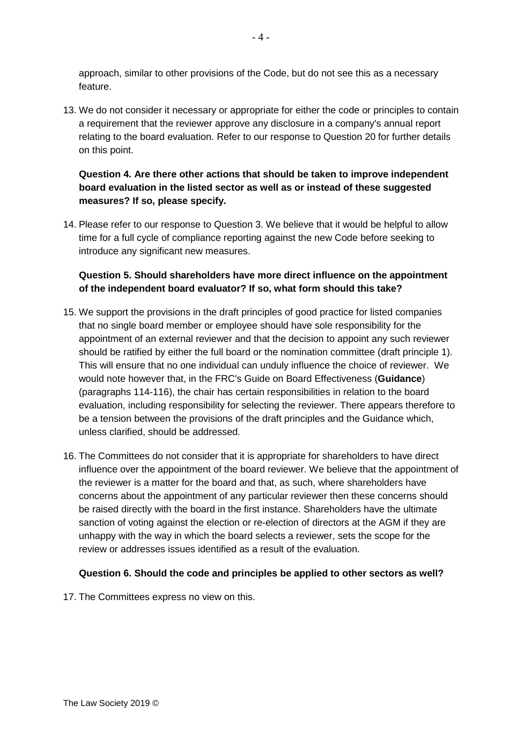approach, similar to other provisions of the Code, but do not see this as a necessary feature.

13. We do not consider it necessary or appropriate for either the code or principles to contain a requirement that the reviewer approve any disclosure in a company's annual report relating to the board evaluation. Refer to our response to Question 20 for further details on this point.

**Question 4. Are there other actions that should be taken to improve independent board evaluation in the listed sector as well as or instead of these suggested measures? If so, please specify.**

14. Please refer to our response to Question 3. We believe that it would be helpful to allow time for a full cycle of compliance reporting against the new Code before seeking to introduce any significant new measures.

**Question 5. Should shareholders have more direct influence on the appointment of the independent board evaluator? If so, what form should this take?**

15. We support the provisions in the draft principles of good practice for listed companies that no single board member or employee should have sole responsibility for the appointment of an external reviewer and that the decision to appoint any such reviewer should be ratified by either the full board or the nomination committee (draft principle 1). This will ensure that no one individual can unduly influence the choice of reviewer. We would note however that, in the FRC's Guide on Board Effectiveness (**Guidance**) (paragraphs 114-116), the chair has certain responsibilities in relation to the board evaluation, including responsibility for selecting the reviewer. There appears therefore to be a tension between the provisions of the draft principles and the Guidance which, unless clarified, should be addressed.

16. The Committees do not consider that it is appropriate for shareholders to have direct influence over the appointment of the board reviewer. We believe that the appointment of the reviewer is a matter for the board and that, as such, where shareholders have concerns about the appointment of any particular reviewer then these concerns should be raised directly with the board in the first instance. Shareholders have the ultimate sanction of voting against the election or re-election of directors at the AGM if they are unhappy with the way in which the board selects a reviewer, sets the scope for the review or addresses issues identified as a result of the evaluation.

**Question 6. Should the code and principles be applied to other sectors as well?**

17. The Committees express no view on this.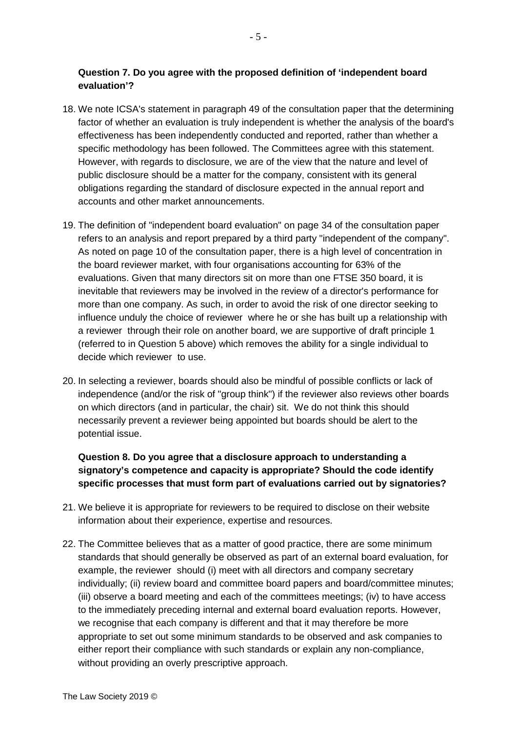**Question 7. Do you agree with the proposed definition of 'independent board evaluation'?**

18. We note ICSA's statement in paragraph 49 of the consultation paper that the determining factor of whether an evaluation is truly independent is whether the analysis of the board's effectiveness has been independently conducted and reported, rather than whether a specific methodology has been followed. The Committees agree with this statement. However, with regards to disclosure, we are of the view that the nature and level of public disclosure should be a matter for the company, consistent with its general obligations regarding the standard of disclosure expected in the annual report and accounts and other market announcements.

19. The definition of "independent board evaluation" on page 34 of the consultation paper refers to an analysis and report prepared by a third party "independent of the company". As noted on page 10 of the consultation paper, there is a high level of concentration in the board reviewer market, with four organisations accounting for 63% of the evaluations. Given that many directors sit on more than one FTSE 350 board, it is inevitable that reviewers may be involved in the review of a director's performance for more than one company. As such, in order to avoid the risk of one director seeking to influence unduly the choice of reviewer where he or she has built up a relationship with a reviewer through their role on another board, we are supportive of draft principle 1 (referred to in Question 5 above) which removes the ability for a single individual to decide which reviewer to use.

20. In selecting a reviewer, boards should also be mindful of possible conflicts or lack of independence (and/or the risk of "group think") if the reviewer also reviews other boards on which directors (and in particular, the chair) sit. We do not think this should necessarily prevent a reviewer being appointed but boards should be alert to the potential issue.

**Question 8. Do you agree that a disclosure approach to understanding a signatory's competence and capacity is appropriate? Should the code identify specific processes that must form part of evaluations carried out by signatories?**

21. We believe it is appropriate for reviewers to be required to disclose on their website information about their experience, expertise and resources.

22. The Committee believes that as a matter of good practice, there are some minimum standards that should generally be observed as part of an external board evaluation, for example, the reviewer should (i) meet with all directors and company secretary individually; (ii) review board and committee board papers and board/committee minutes; (iii) observe a board meeting and each of the committees meetings; (iv) to have access to the immediately preceding internal and external board evaluation reports. However, we recognise that each company is different and that it may therefore be more appropriate to set out some minimum standards to be observed and ask companies to either report their compliance with such standards or explain any non-compliance, without providing an overly prescriptive approach.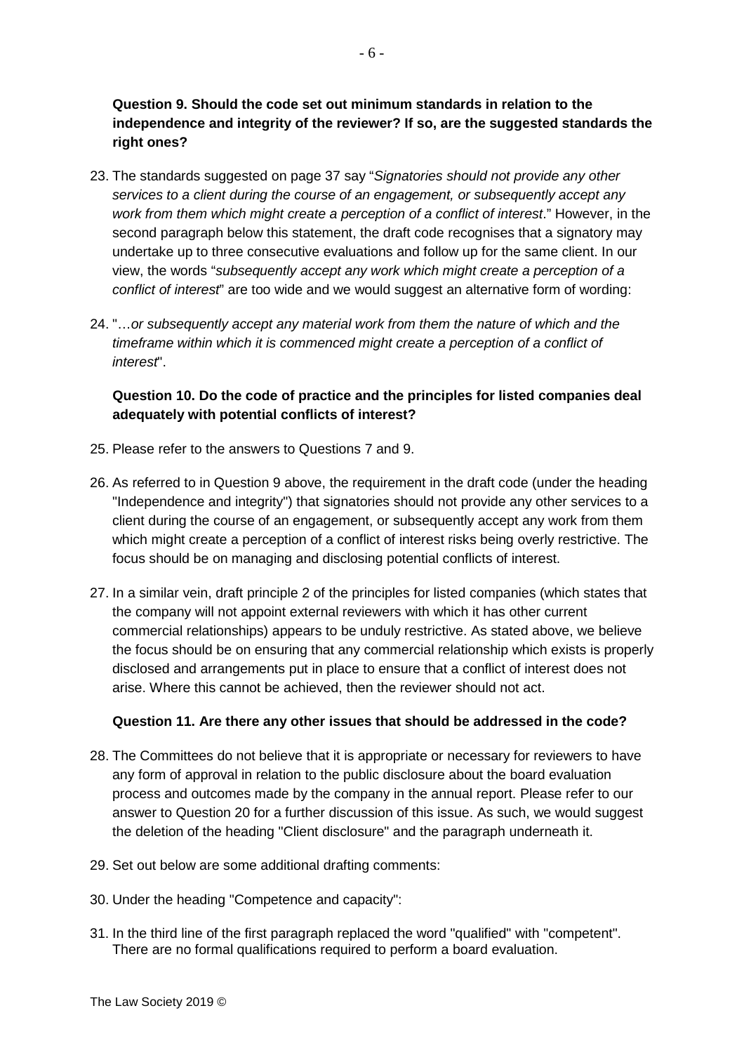**Question 9. Should the code set out minimum standards in relation to the independence and integrity of the reviewer? If so, are the suggested standards the right ones?**

23. The standards suggested on page 37 say "*Signatories should not provide any other services to a client during the course of an engagement, or subsequently accept any work from them which might create a perception of a conflict of interest*." However, in the second paragraph below this statement, the draft code recognises that a signatory may undertake up to three consecutive evaluations and follow up for the same client. In our view, the words "*subsequently accept any work which might create a perception of a conflict of interest*" are too wide and we would suggest an alternative form of wording:

24. "…*or subsequently accept any material work from them the nature of which and the timeframe within which it is commenced might create a perception of a conflict of interest*".

**Question 10. Do the code of practice and the principles for listed companies deal adequately with potential conflicts of interest?**

25. Please refer to the answers to Questions 7 and 9.

26. As referred to in Question 9 above, the requirement in the draft code (under the heading "Independence and integrity") that signatories should not provide any other services to a client during the course of an engagement, or subsequently accept any work from them which might create a perception of a conflict of interest risks being overly restrictive. The focus should be on managing and disclosing potential conflicts of interest.

27. In a similar vein, draft principle 2 of the principles for listed companies (which states that the company will not appoint external reviewers with which it has other current commercial relationships) appears to be unduly restrictive. As stated above, we believe the focus should be on ensuring that any commercial relationship which exists is properly disclosed and arrangements put in place to ensure that a conflict of interest does not arise. Where this cannot be achieved, then the reviewer should not act.

**Question 11. Are there any other issues that should be addressed in the code?**

28. The Committees do not believe that it is appropriate or necessary for reviewers to have any form of approval in relation to the public disclosure about the board evaluation process and outcomes made by the company in the annual report. Please refer to our answer to Question 20 for a further discussion of this issue. As such, we would suggest the deletion of the heading "Client disclosure" and the paragraph underneath it.

29. Set out below are some additional drafting comments:

30. Under the heading "Competence and capacity":

31. In the third line of the first paragraph replaced the word "qualified" with "competent". There are no formal qualifications required to perform a board evaluation.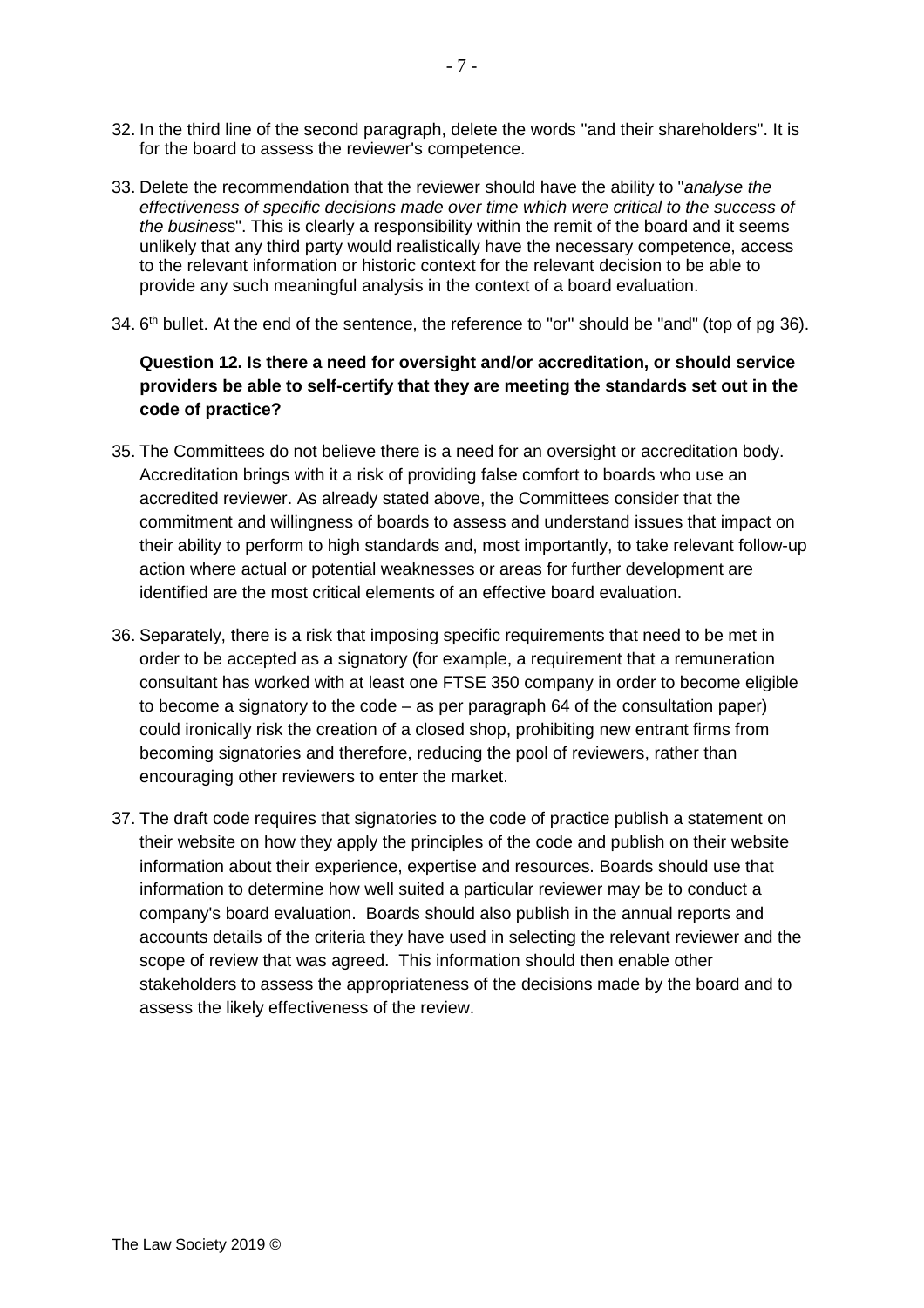32. In the third line of the second paragraph, delete the words "and their shareholders". It is for the board to assess the reviewer's competence.

33. Delete the recommendation that the reviewer should have the ability to "*analyse the effectiveness of specific decisions made over time which were critical to the success of the business*". This is clearly a responsibility within the remit of the board and it seems unlikely that any third party would realistically have the necessary competence, access to the relevant information or historic context for the relevant decision to be able to provide any such meaningful analysis in the context of a board evaluation.

34. 6th bullet. At the end of the sentence, the reference to "or" should be "and" (top of pg 36).

**Question 12. Is there a need for oversight and/or accreditation, or should service providers be able to self-certify that they are meeting the standards set out in the code of practice?**

35. The Committees do not believe there is a need for an oversight or accreditation body. Accreditation brings with it a risk of providing false comfort to boards who use an accredited reviewer. As already stated above, the Committees consider that the commitment and willingness of boards to assess and understand issues that impact on their ability to perform to high standards and, most importantly, to take relevant follow-up action where actual or potential weaknesses or areas for further development are identified are the most critical elements of an effective board evaluation.

36. Separately, there is a risk that imposing specific requirements that need to be met in order to be accepted as a signatory (for example, a requirement that a remuneration consultant has worked with at least one FTSE 350 company in order to become eligible to become a signatory to the code – as per paragraph 64 of the consultation paper) could ironically risk the creation of a closed shop, prohibiting new entrant firms from becoming signatories and therefore, reducing the pool of reviewers, rather than encouraging other reviewers to enter the market.

37. The draft code requires that signatories to the code of practice publish a statement on their website on how they apply the principles of the code and publish on their website information about their experience, expertise and resources. Boards should use that information to determine how well suited a particular reviewer may be to conduct a company's board evaluation. Boards should also publish in the annual reports and accounts details of the criteria they have used in selecting the relevant reviewer and the scope of review that was agreed. This information should then enable other stakeholders to assess the appropriateness of the decisions made by the board and to assess the likely effectiveness of the review.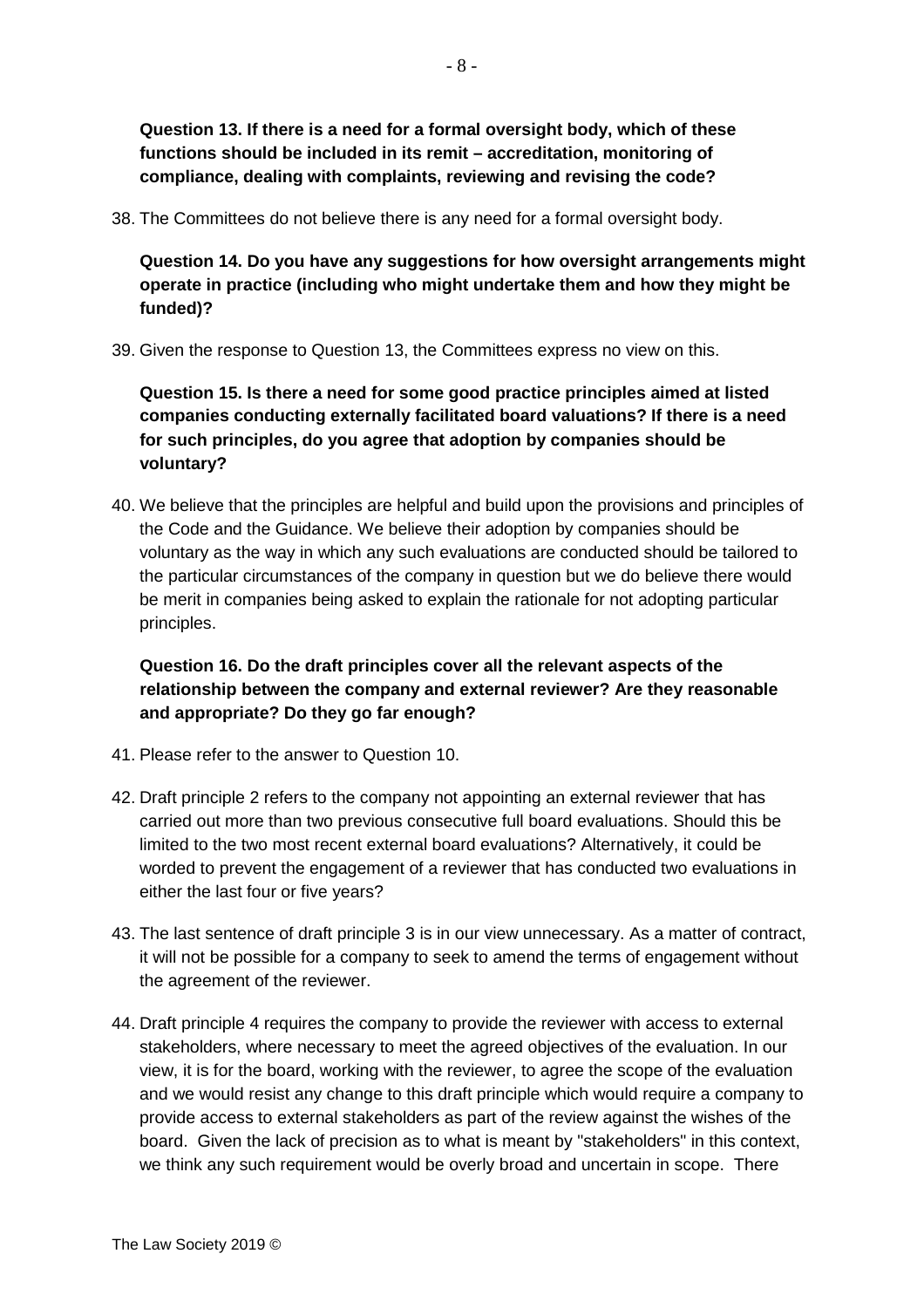**Question 13. If there is a need for a formal oversight body, which of these functions should be included in its remit – accreditation, monitoring of compliance, dealing with complaints, reviewing and revising the code?**

38. The Committees do not believe there is any need for a formal oversight body.

**Question 14. Do you have any suggestions for how oversight arrangements might operate in practice (including who might undertake them and how they might be funded)?**

39. Given the response to Question 13, the Committees express no view on this.

**Question 15. Is there a need for some good practice principles aimed at listed companies conducting externally facilitated board valuations? If there is a need for such principles, do you agree that adoption by companies should be voluntary?**

40. We believe that the principles are helpful and build upon the provisions and principles of the Code and the Guidance. We believe their adoption by companies should be voluntary as the way in which any such evaluations are conducted should be tailored to the particular circumstances of the company in question but we do believe there would be merit in companies being asked to explain the rationale for not adopting particular principles.

**Question 16. Do the draft principles cover all the relevant aspects of the relationship between the company and external reviewer? Are they reasonable and appropriate? Do they go far enough?**

41. Please refer to the answer to Question 10.

42. Draft principle 2 refers to the company not appointing an external reviewer that has carried out more than two previous consecutive full board evaluations. Should this be limited to the two most recent external board evaluations? Alternatively, it could be worded to prevent the engagement of a reviewer that has conducted two evaluations in either the last four or five years?

43. The last sentence of draft principle 3 is in our view unnecessary. As a matter of contract, it will not be possible for a company to seek to amend the terms of engagement without the agreement of the reviewer.

44. Draft principle 4 requires the company to provide the reviewer with access to external stakeholders, where necessary to meet the agreed objectives of the evaluation. In our view, it is for the board, working with the reviewer, to agree the scope of the evaluation and we would resist any change to this draft principle which would require a company to provide access to external stakeholders as part of the review against the wishes of the board. Given the lack of precision as to what is meant by "stakeholders" in this context, we think any such requirement would be overly broad and uncertain in scope. There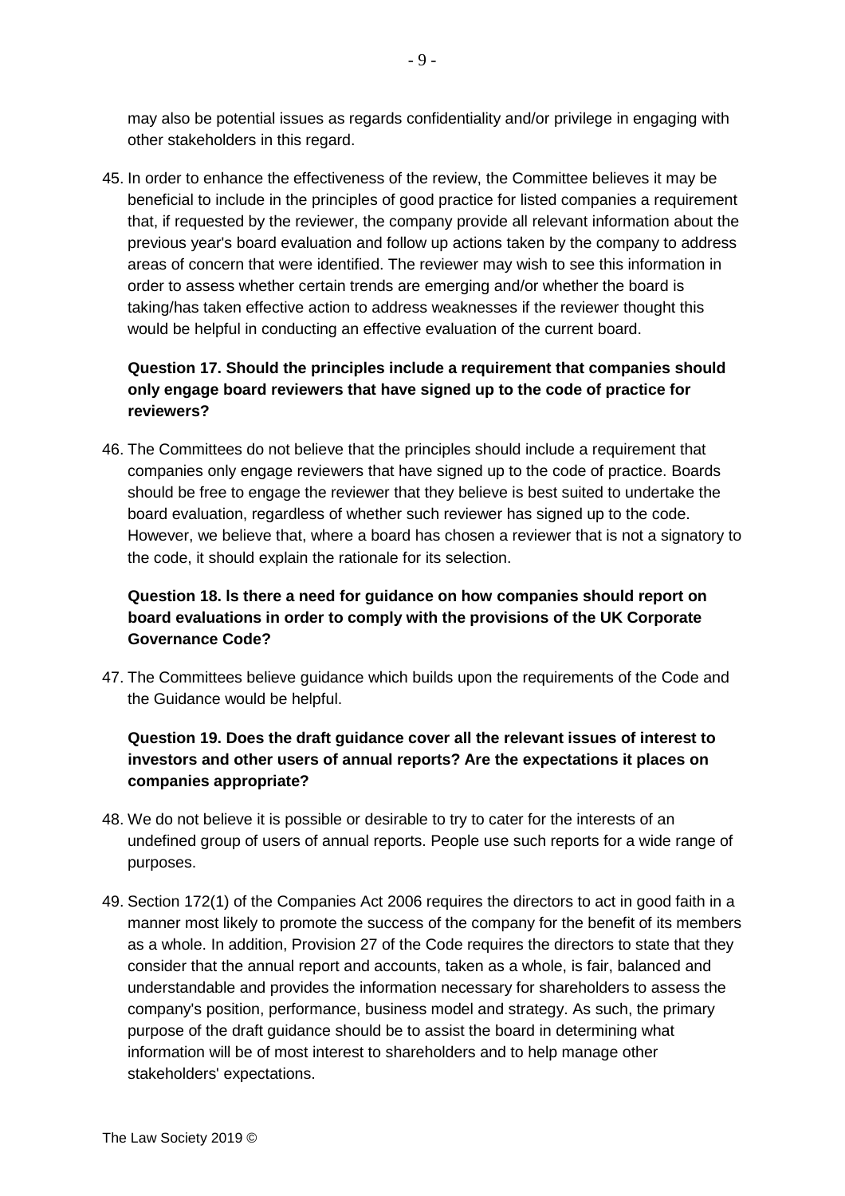may also be potential issues as regards confidentiality and/or privilege in engaging with other stakeholders in this regard.

45. In order to enhance the effectiveness of the review, the Committee believes it may be beneficial to include in the principles of good practice for listed companies a requirement that, if requested by the reviewer, the company provide all relevant information about the previous year's board evaluation and follow up actions taken by the company to address areas of concern that were identified. The reviewer may wish to see this information in order to assess whether certain trends are emerging and/or whether the board is taking/has taken effective action to address weaknesses if the reviewer thought this would be helpful in conducting an effective evaluation of the current board.

**Question 17. Should the principles include a requirement that companies should only engage board reviewers that have signed up to the code of practice for reviewers?**

46. The Committees do not believe that the principles should include a requirement that companies only engage reviewers that have signed up to the code of practice. Boards should be free to engage the reviewer that they believe is best suited to undertake the board evaluation, regardless of whether such reviewer has signed up to the code. However, we believe that, where a board has chosen a reviewer that is not a signatory to the code, it should explain the rationale for its selection.

**Question 18. Is there a need for guidance on how companies should report on board evaluations in order to comply with the provisions of the UK Corporate Governance Code?**

47. The Committees believe guidance which builds upon the requirements of the Code and the Guidance would be helpful.

**Question 19. Does the draft guidance cover all the relevant issues of interest to investors and other users of annual reports? Are the expectations it places on companies appropriate?**

48. We do not believe it is possible or desirable to try to cater for the interests of an undefined group of users of annual reports. People use such reports for a wide range of purposes.

49. Section 172(1) of the Companies Act 2006 requires the directors to act in good faith in a manner most likely to promote the success of the company for the benefit of its members as a whole. In addition, Provision 27 of the Code requires the directors to state that they consider that the annual report and accounts, taken as a whole, is fair, balanced and understandable and provides the information necessary for shareholders to assess the company's position, performance, business model and strategy. As such, the primary purpose of the draft guidance should be to assist the board in determining what information will be of most interest to shareholders and to help manage other stakeholders' expectations.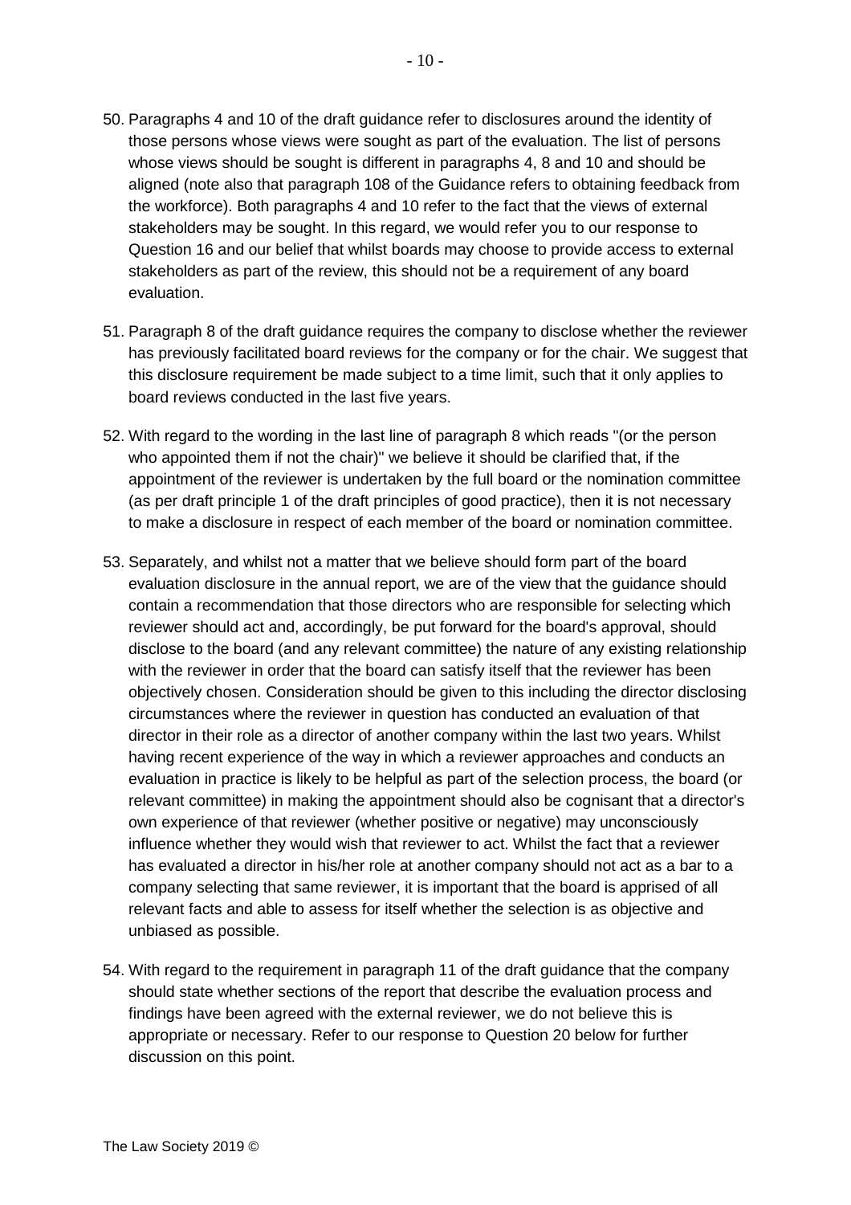50. Paragraphs 4 and 10 of the draft guidance refer to disclosures around the identity of those persons whose views were sought as part of the evaluation. The list of persons whose views should be sought is different in paragraphs 4, 8 and 10 and should be aligned (note also that paragraph 108 of the Guidance refers to obtaining feedback from the workforce). Both paragraphs 4 and 10 refer to the fact that the views of external stakeholders may be sought. In this regard, we would refer you to our response to Question 16 and our belief that whilst boards may choose to provide access to external stakeholders as part of the review, this should not be a requirement of any board evaluation.

51. Paragraph 8 of the draft guidance requires the company to disclose whether the reviewer has previously facilitated board reviews for the company or for the chair. We suggest that this disclosure requirement be made subject to a time limit, such that it only applies to board reviews conducted in the last five years.

52. With regard to the wording in the last line of paragraph 8 which reads "(or the person who appointed them if not the chair)" we believe it should be clarified that, if the appointment of the reviewer is undertaken by the full board or the nomination committee (as per draft principle 1 of the draft principles of good practice), then it is not necessary to make a disclosure in respect of each member of the board or nomination committee.

53. Separately, and whilst not a matter that we believe should form part of the board evaluation disclosure in the annual report, we are of the view that the guidance should contain a recommendation that those directors who are responsible for selecting which reviewer should act and, accordingly, be put forward for the board's approval, should disclose to the board (and any relevant committee) the nature of any existing relationship with the reviewer in order that the board can satisfy itself that the reviewer has been objectively chosen. Consideration should be given to this including the director disclosing circumstances where the reviewer in question has conducted an evaluation of that director in their role as a director of another company within the last two years. Whilst having recent experience of the way in which a reviewer approaches and conducts an evaluation in practice is likely to be helpful as part of the selection process, the board (or relevant committee) in making the appointment should also be cognisant that a director's own experience of that reviewer (whether positive or negative) may unconsciously influence whether they would wish that reviewer to act. Whilst the fact that a reviewer has evaluated a director in his/her role at another company should not act as a bar to a company selecting that same reviewer, it is important that the board is apprised of all relevant facts and able to assess for itself whether the selection is as objective and unbiased as possible.

54. With regard to the requirement in paragraph 11 of the draft guidance that the company should state whether sections of the report that describe the evaluation process and findings have been agreed with the external reviewer, we do not believe this is appropriate or necessary. Refer to our response to Question 20 below for further discussion on this point.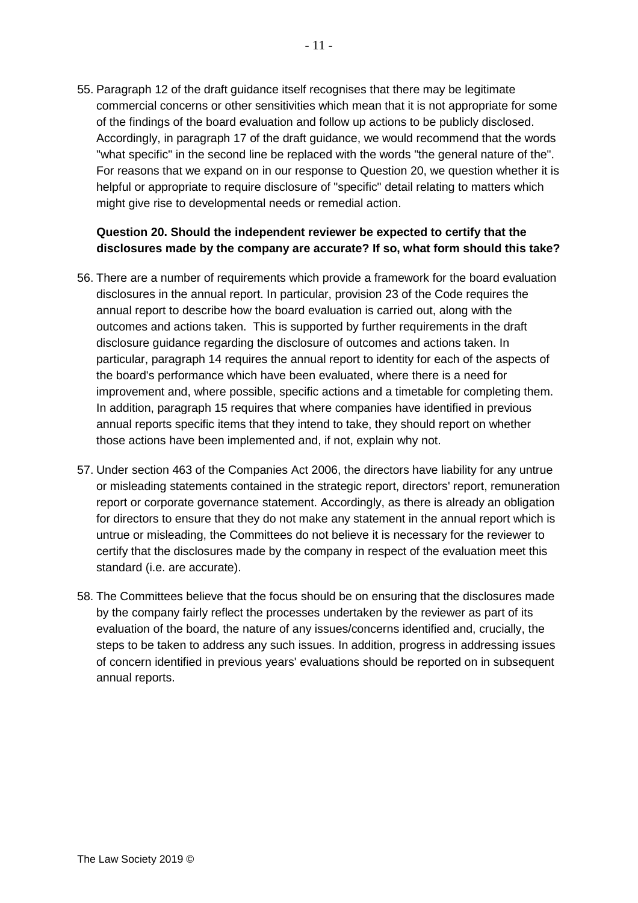55. Paragraph 12 of the draft guidance itself recognises that there may be legitimate commercial concerns or other sensitivities which mean that it is not appropriate for some of the findings of the board evaluation and follow up actions to be publicly disclosed. Accordingly, in paragraph 17 of the draft guidance, we would recommend that the words "what specific" in the second line be replaced with the words "the general nature of the". For reasons that we expand on in our response to Question 20, we question whether it is helpful or appropriate to require disclosure of "specific" detail relating to matters which might give rise to developmental needs or remedial action.

**Question 20. Should the independent reviewer be expected to certify that the disclosures made by the company are accurate? If so, what form should this take?**

56. There are a number of requirements which provide a framework for the board evaluation disclosures in the annual report. In particular, provision 23 of the Code requires the annual report to describe how the board evaluation is carried out, along with the outcomes and actions taken. This is supported by further requirements in the draft disclosure guidance regarding the disclosure of outcomes and actions taken. In particular, paragraph 14 requires the annual report to identity for each of the aspects of the board's performance which have been evaluated, where there is a need for improvement and, where possible, specific actions and a timetable for completing them. In addition, paragraph 15 requires that where companies have identified in previous annual reports specific items that they intend to take, they should report on whether those actions have been implemented and, if not, explain why not.

57. Under section 463 of the Companies Act 2006, the directors have liability for any untrue or misleading statements contained in the strategic report, directors' report, remuneration report or corporate governance statement. Accordingly, as there is already an obligation for directors to ensure that they do not make any statement in the annual report which is untrue or misleading, the Committees do not believe it is necessary for the reviewer to certify that the disclosures made by the company in respect of the evaluation meet this standard (i.e. are accurate).

58. The Committees believe that the focus should be on ensuring that the disclosures made by the company fairly reflect the processes undertaken by the reviewer as part of its evaluation of the board, the nature of any issues/concerns identified and, crucially, the steps to be taken to address any such issues. In addition, progress in addressing issues of concern identified in previous years' evaluations should be reported on in subsequent annual reports.

The Law Society 2019 ©